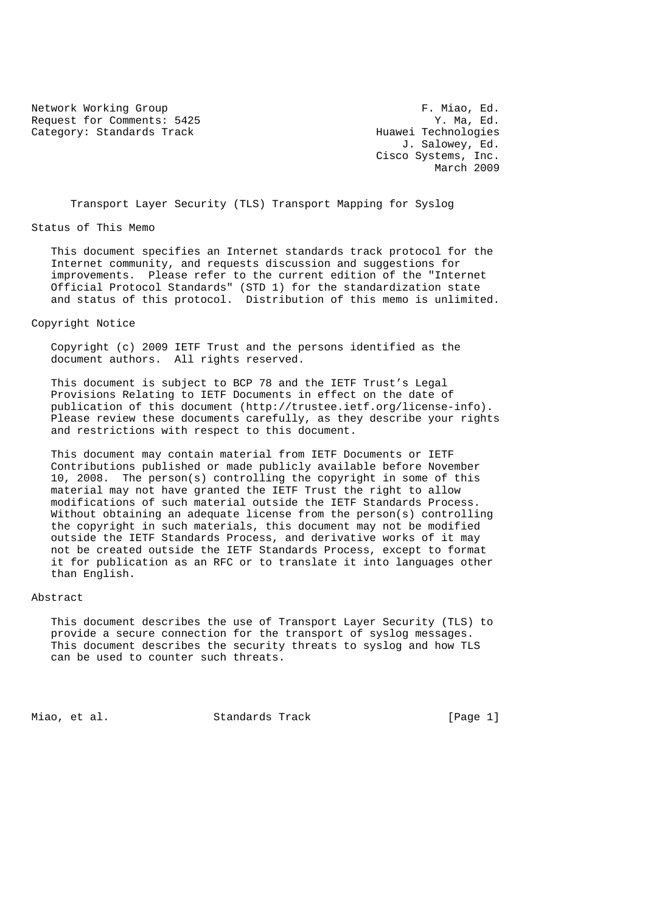Network Working Group F. Miao, Ed.
Request for Comments: 5425 Y. Ma, Ed.
Category: Standards Track Huawei Technologies
J. Salowey, Ed.
Cisco Systems, Inc.
March 2009

# Transport Layer Security (TLS) Transport Mapping for Syslog

## Status of This Memo

This document specifies an Internet standards track protocol for the Internet community, and requests discussion and suggestions for improvements. Please refer to the current edition of the "Internet Official Protocol Standards" (STD 1) for the standardization state and status of this protocol. Distribution of this memo is unlimited.

## Copyright Notice

Copyright (c) 2009 IETF Trust and the persons identified as the document authors. All rights reserved.

This document is subject to BCP 78 and the IETF Trust's Legal Provisions Relating to IETF Documents in effect on the date of publication of this document (http://trustee.ietf.org/license-info). Please review these documents carefully, as they describe your rights and restrictions with respect to this document.

This document may contain material from IETF Documents or IETF Contributions published or made publicly available before November 10, 2008. The person(s) controlling the copyright in some of this material may not have granted the IETF Trust the right to allow modifications of such material outside the IETF Standards Process. Without obtaining an adequate license from the person(s) controlling the copyright in such materials, this document may not be modified outside the IETF Standards Process, and derivative works of it may not be created outside the IETF Standards Process, except to format it for publication as an RFC or to translate it into languages other than English.

## Abstract

This document describes the use of Transport Layer Security (TLS) to provide a secure connection for the transport of syslog messages. This document describes the security threats to syslog and how TLS can be used to counter such threats.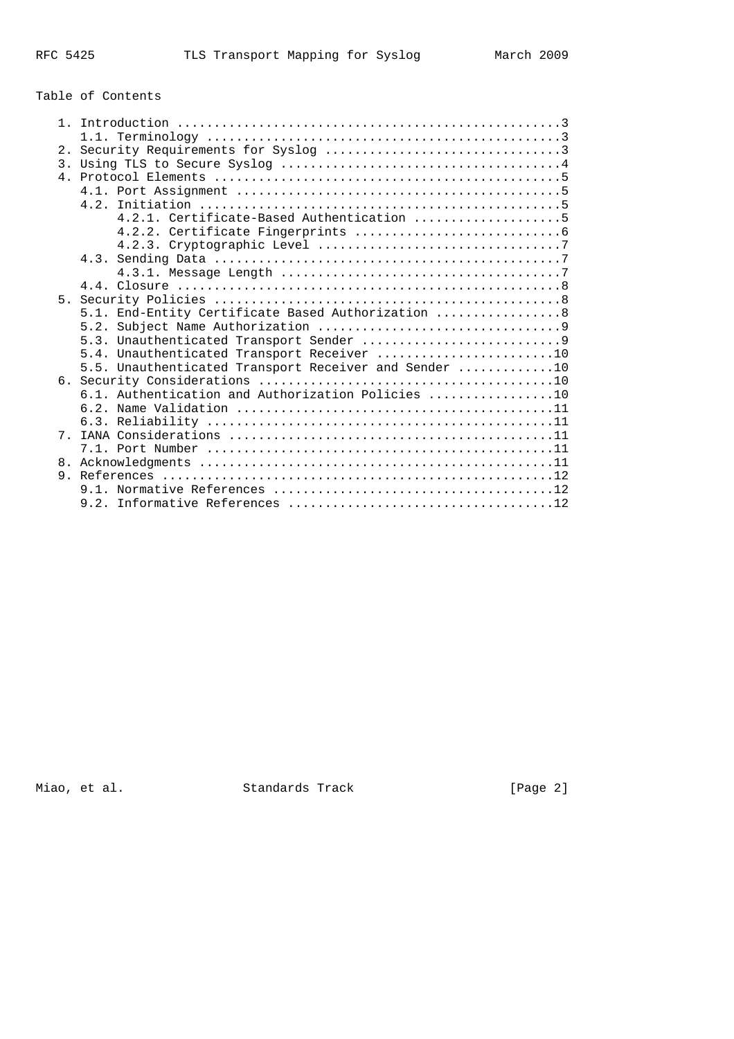## Table of Contents

```
   1. Introduction ....................................................3
      1.1. Terminology ................................................3
   2. Security Requirements for Syslog ................................3
   3. Using TLS to Secure Syslog ......................................4
   4. Protocol Elements ...............................................5
      4.1. Port Assignment ............................................5
      4.2. Initiation .................................................5
           4.2.1. Certificate-Based Authentication ....................5
           4.2.2. Certificate Fingerprints ............................6
           4.2.3. Cryptographic Level .................................7
      4.3. Sending Data ...............................................7
           4.3.1. Message Length ......................................7
      4.4. Closure ....................................................8
   5. Security Policies ...............................................8
      5.1. End-Entity Certificate Based Authorization .................8
      5.2. Subject Name Authorization .................................9
      5.3. Unauthenticated Transport Sender ...........................9
      5.4. Unauthenticated Transport Receiver ........................10
      5.5. Unauthenticated Transport Receiver and Sender .............10
   6. Security Considerations ........................................10
      6.1. Authentication and Authorization Policies .................10
      6.2. Name Validation ...........................................11
      6.3. Reliability ...............................................11
   7. IANA Considerations ............................................11
      7.1. Port Number ...............................................11
   8. Acknowledgments ................................................11
   9. References .....................................................12
      9.1. Normative References ......................................12
      9.2. Informative References ....................................12
```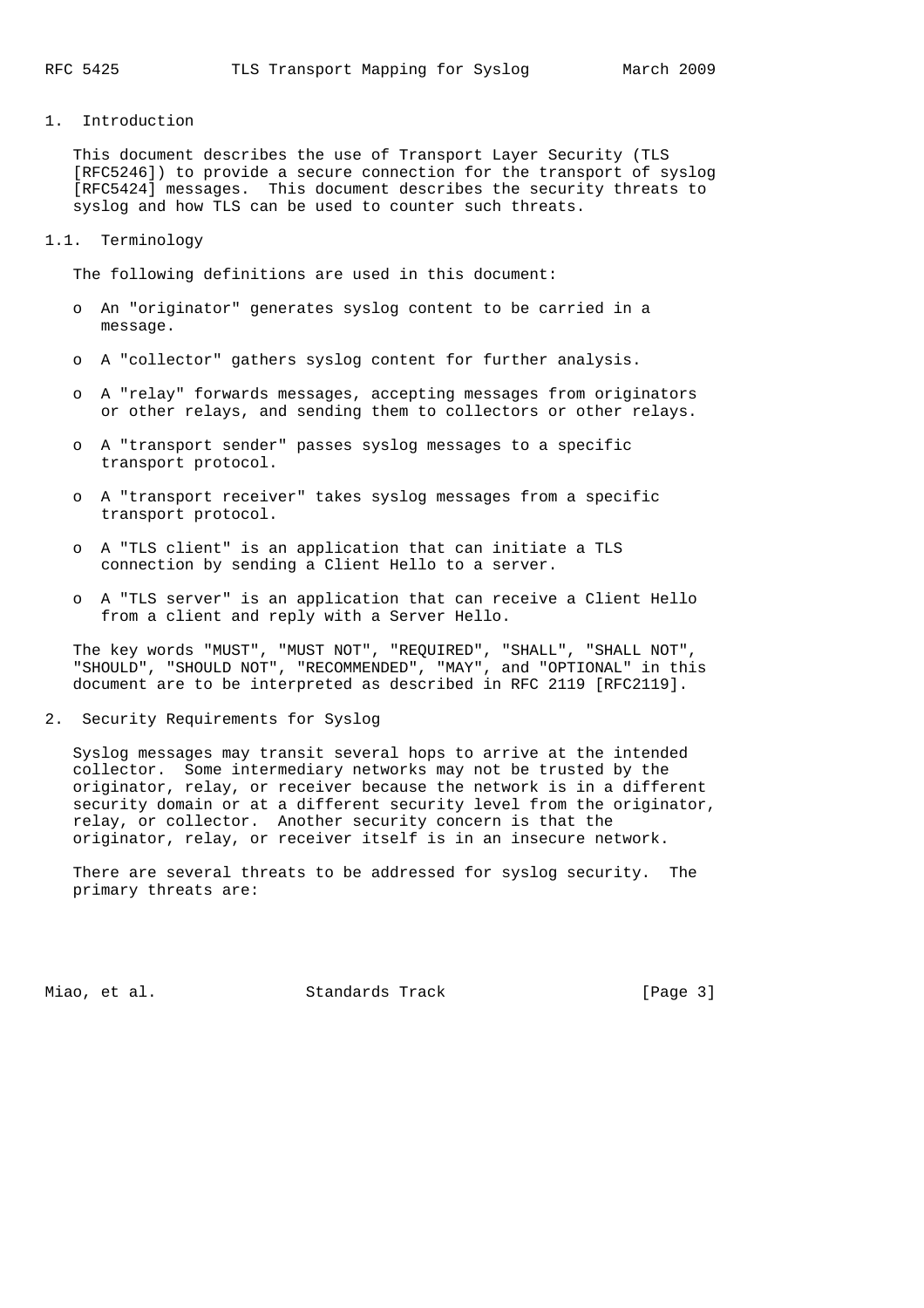# 1. Introduction

This document describes the use of Transport Layer Security (TLS [RFC5246]) to provide a secure connection for the transport of syslog [RFC5424] messages. This document describes the security threats to syslog and how TLS can be used to counter such threats.

## 1.1. Terminology

The following definitions are used in this document:

- An "originator" generates syslog content to be carried in a message.
- A "collector" gathers syslog content for further analysis.
- A "relay" forwards messages, accepting messages from originators or other relays, and sending them to collectors or other relays.
- A "transport sender" passes syslog messages to a specific transport protocol.
- A "transport receiver" takes syslog messages from a specific transport protocol.
- A "TLS client" is an application that can initiate a TLS connection by sending a Client Hello to a server.
- A "TLS server" is an application that can receive a Client Hello from a client and reply with a Server Hello.

The key words "MUST", "MUST NOT", "REQUIRED", "SHALL", "SHALL NOT", "SHOULD", "SHOULD NOT", "RECOMMENDED", "MAY", and "OPTIONAL" in this document are to be interpreted as described in RFC 2119 [RFC2119].

# 2. Security Requirements for Syslog

Syslog messages may transit several hops to arrive at the intended collector. Some intermediary networks may not be trusted by the originator, relay, or receiver because the network is in a different security domain or at a different security level from the originator, relay, or collector. Another security concern is that the originator, relay, or receiver itself is in an insecure network.

There are several threats to be addressed for syslog security. The primary threats are: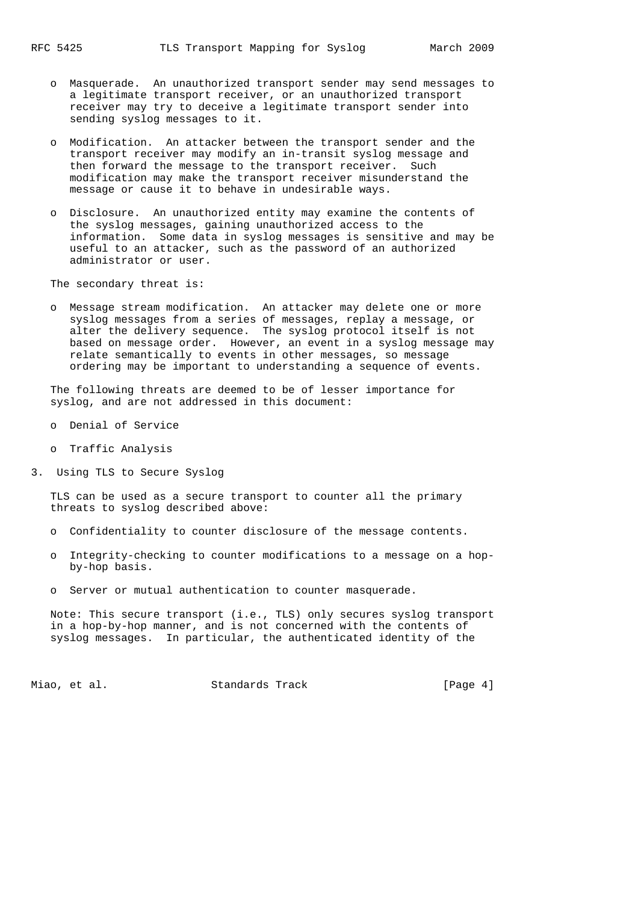- Masquerade. An unauthorized transport sender may send messages to a legitimate transport receiver, or an unauthorized transport receiver may try to deceive a legitimate transport sender into sending syslog messages to it.

- Modification. An attacker between the transport sender and the transport receiver may modify an in-transit syslog message and then forward the message to the transport receiver. Such modification may make the transport receiver misunderstand the message or cause it to behave in undesirable ways.

- Disclosure. An unauthorized entity may examine the contents of the syslog messages, gaining unauthorized access to the information. Some data in syslog messages is sensitive and may be useful to an attacker, such as the password of an authorized administrator or user.

The secondary threat is:

- Message stream modification. An attacker may delete one or more syslog messages from a series of messages, replay a message, or alter the delivery sequence. The syslog protocol itself is not based on message order. However, an event in a syslog message may relate semantically to events in other messages, so message ordering may be important to understanding a sequence of events.

The following threats are deemed to be of lesser importance for syslog, and are not addressed in this document:

- Denial of Service

- Traffic Analysis

## 3. Using TLS to Secure Syslog

TLS can be used as a secure transport to counter all the primary threats to syslog described above:

- Confidentiality to counter disclosure of the message contents.

- Integrity-checking to counter modifications to a message on a hop-by-hop basis.

- Server or mutual authentication to counter masquerade.

Note: This secure transport (i.e., TLS) only secures syslog transport in a hop-by-hop manner, and is not concerned with the contents of syslog messages. In particular, the authenticated identity of the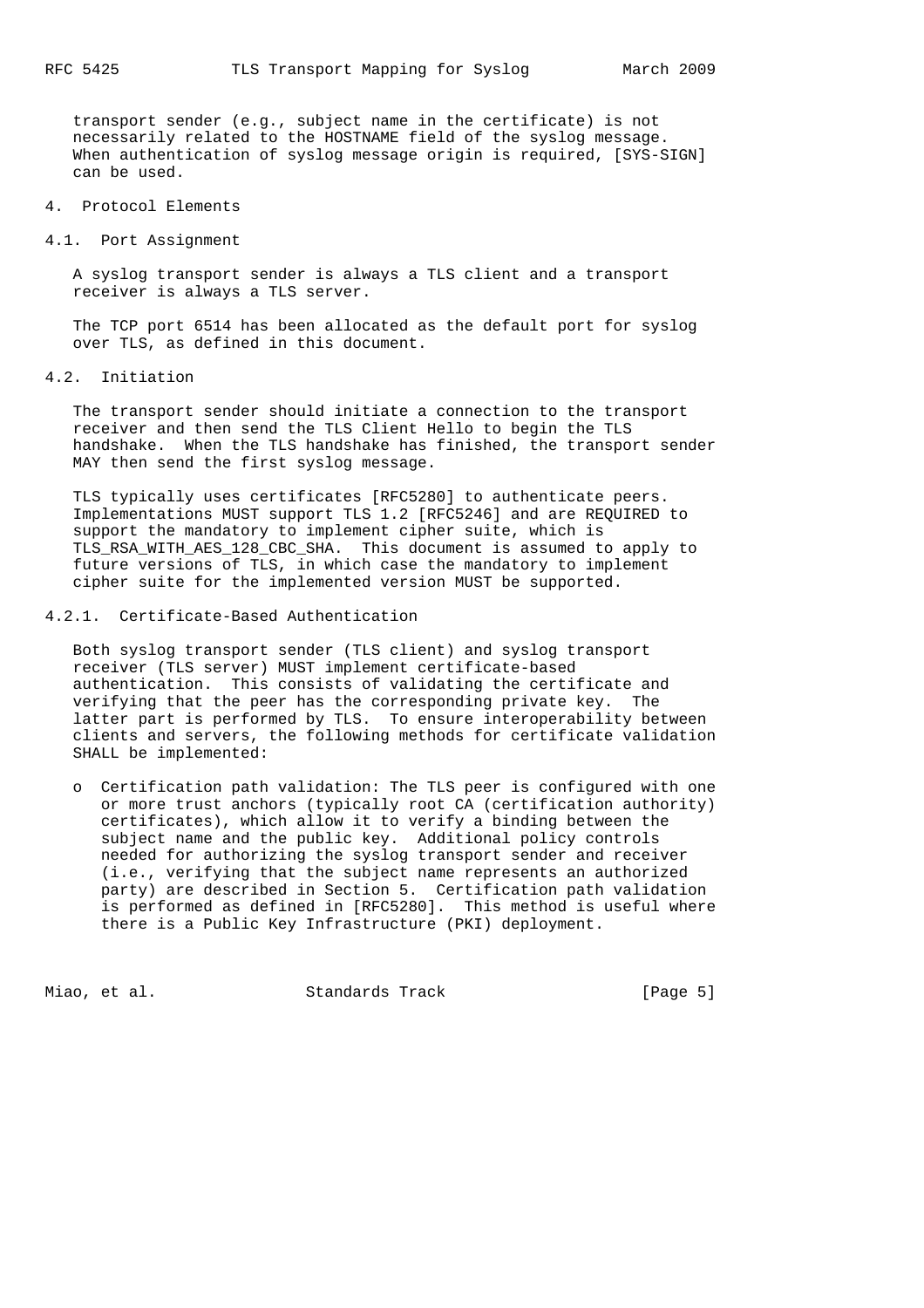transport sender (e.g., subject name in the certificate) is not necessarily related to the HOSTNAME field of the syslog message. When authentication of syslog message origin is required, [SYS-SIGN] can be used.

# 4. Protocol Elements

## 4.1. Port Assignment

A syslog transport sender is always a TLS client and a transport receiver is always a TLS server.

The TCP port 6514 has been allocated as the default port for syslog over TLS, as defined in this document.

## 4.2. Initiation

The transport sender should initiate a connection to the transport receiver and then send the TLS Client Hello to begin the TLS handshake. When the TLS handshake has finished, the transport sender MAY then send the first syslog message.

TLS typically uses certificates [RFC5280] to authenticate peers. Implementations MUST support TLS 1.2 [RFC5246] and are REQUIRED to support the mandatory to implement cipher suite, which is TLS_RSA_WITH_AES_128_CBC_SHA. This document is assumed to apply to future versions of TLS, in which case the mandatory to implement cipher suite for the implemented version MUST be supported.

### 4.2.1. Certificate-Based Authentication

Both syslog transport sender (TLS client) and syslog transport receiver (TLS server) MUST implement certificate-based authentication. This consists of validating the certificate and verifying that the peer has the corresponding private key. The latter part is performed by TLS. To ensure interoperability between clients and servers, the following methods for certificate validation SHALL be implemented:

- Certification path validation: The TLS peer is configured with one or more trust anchors (typically root CA (certification authority) certificates), which allow it to verify a binding between the subject name and the public key. Additional policy controls needed for authorizing the syslog transport sender and receiver (i.e., verifying that the subject name represents an authorized party) are described in Section 5. Certification path validation is performed as defined in [RFC5280]. This method is useful where there is a Public Key Infrastructure (PKI) deployment.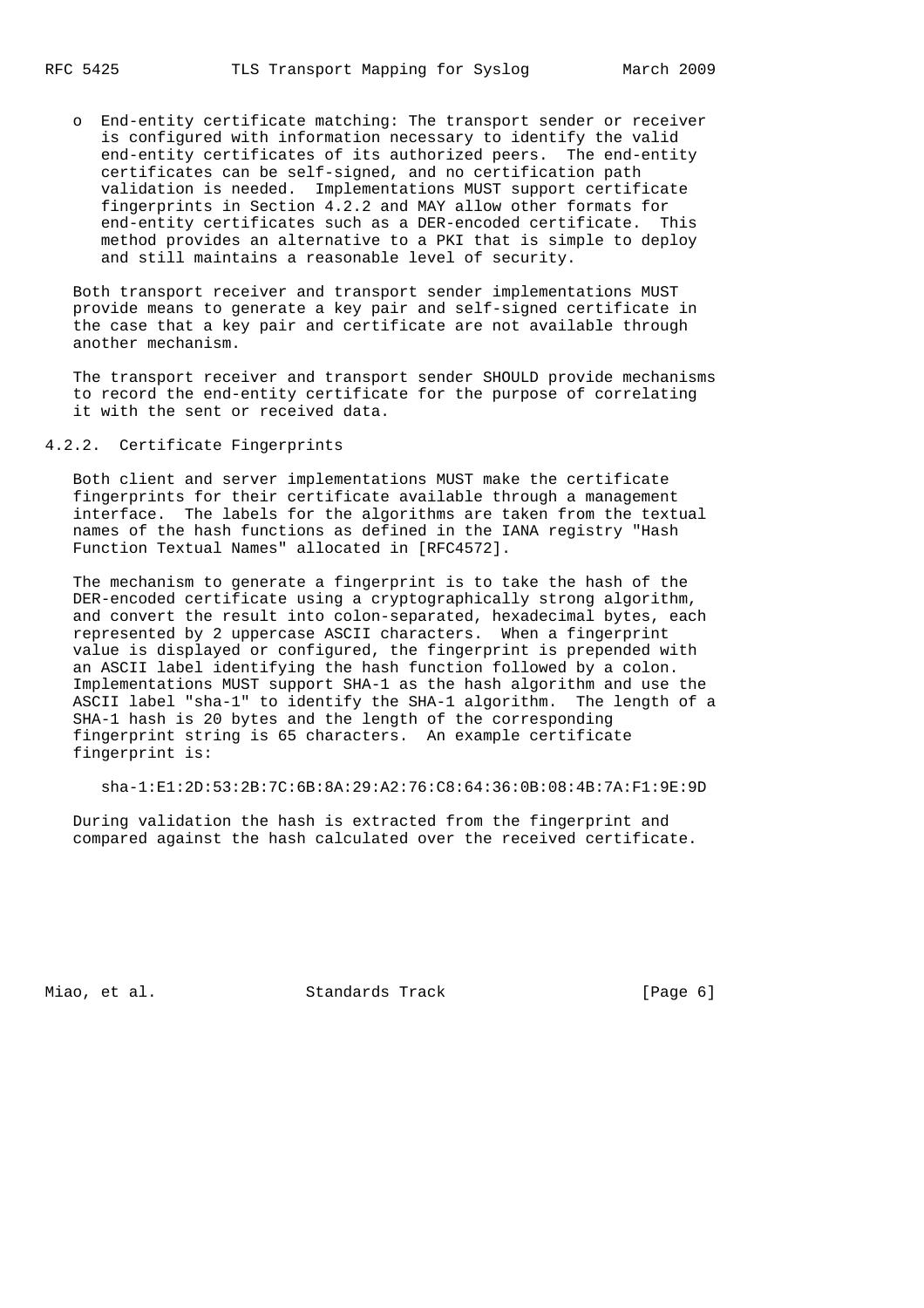- End-entity certificate matching: The transport sender or receiver is configured with information necessary to identify the valid end-entity certificates of its authorized peers. The end-entity certificates can be self-signed, and no certification path validation is needed. Implementations MUST support certificate fingerprints in Section 4.2.2 and MAY allow other formats for end-entity certificates such as a DER-encoded certificate. This method provides an alternative to a PKI that is simple to deploy and still maintains a reasonable level of security.

Both transport receiver and transport sender implementations MUST provide means to generate a key pair and self-signed certificate in the case that a key pair and certificate are not available through another mechanism.

The transport receiver and transport sender SHOULD provide mechanisms to record the end-entity certificate for the purpose of correlating it with the sent or received data.

### 4.2.2. Certificate Fingerprints

Both client and server implementations MUST make the certificate fingerprints for their certificate available through a management interface. The labels for the algorithms are taken from the textual names of the hash functions as defined in the IANA registry "Hash Function Textual Names" allocated in [RFC4572].

The mechanism to generate a fingerprint is to take the hash of the DER-encoded certificate using a cryptographically strong algorithm, and convert the result into colon-separated, hexadecimal bytes, each represented by 2 uppercase ASCII characters. When a fingerprint value is displayed or configured, the fingerprint is prepended with an ASCII label identifying the hash function followed by a colon. Implementations MUST support SHA-1 as the hash algorithm and use the ASCII label "sha-1" to identify the SHA-1 algorithm. The length of a SHA-1 hash is 20 bytes and the length of the corresponding fingerprint string is 65 characters. An example certificate fingerprint is:

```
sha-1:E1:2D:53:2B:7C:6B:8A:29:A2:76:C8:64:36:0B:08:4B:7A:F1:9E:9D
```

During validation the hash is extracted from the fingerprint and compared against the hash calculated over the received certificate.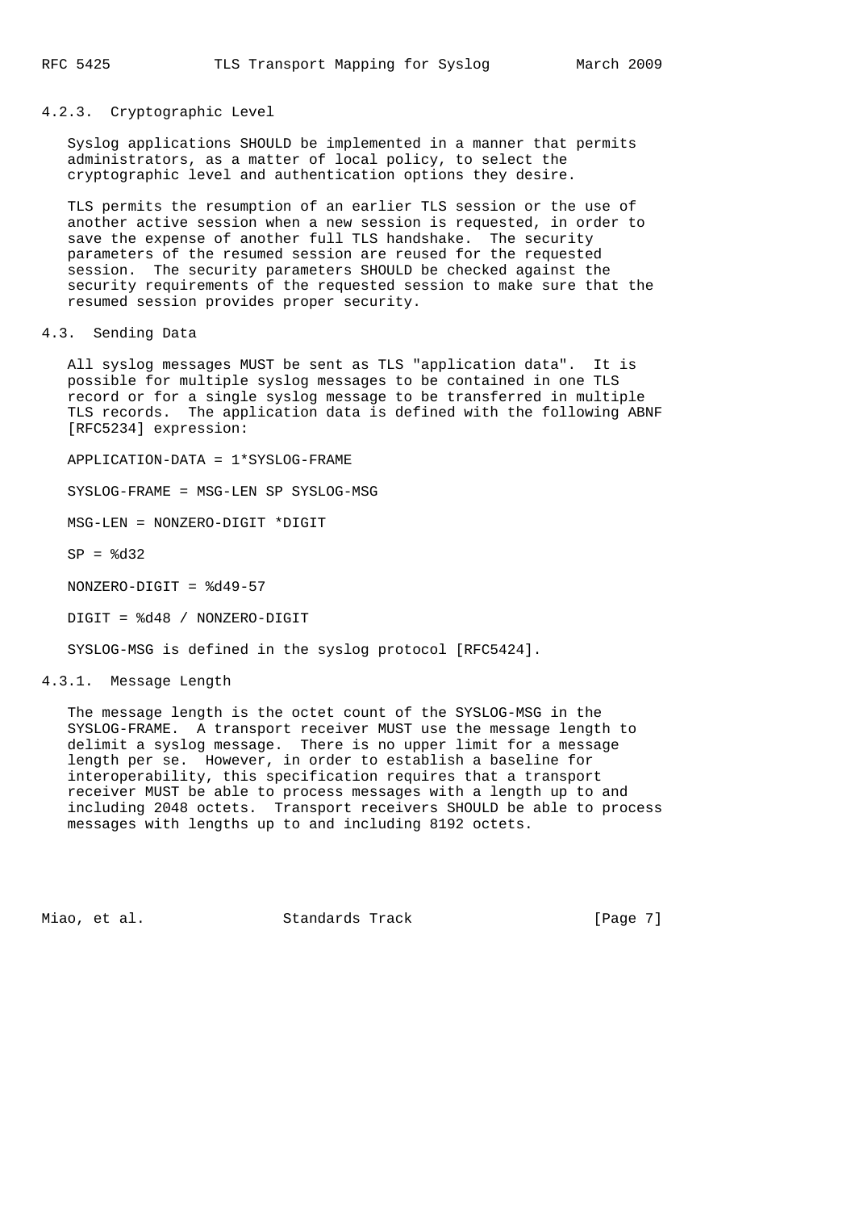### 4.2.3. Cryptographic Level

Syslog applications SHOULD be implemented in a manner that permits administrators, as a matter of local policy, to select the cryptographic level and authentication options they desire.

TLS permits the resumption of an earlier TLS session or the use of another active session when a new session is requested, in order to save the expense of another full TLS handshake. The security parameters of the resumed session are reused for the requested session. The security parameters SHOULD be checked against the security requirements of the requested session to make sure that the resumed session provides proper security.

## 4.3. Sending Data

All syslog messages MUST be sent as TLS "application data". It is possible for multiple syslog messages to be contained in one TLS record or for a single syslog message to be transferred in multiple TLS records. The application data is defined with the following ABNF [RFC5234] expression:

```
APPLICATION-DATA = 1*SYSLOG-FRAME

SYSLOG-FRAME = MSG-LEN SP SYSLOG-MSG

MSG-LEN = NONZERO-DIGIT *DIGIT

SP = %d32

NONZERO-DIGIT = %d49-57

DIGIT = %d48 / NONZERO-DIGIT
```

SYSLOG-MSG is defined in the syslog protocol [RFC5424].

### 4.3.1. Message Length

The message length is the octet count of the SYSLOG-MSG in the SYSLOG-FRAME. A transport receiver MUST use the message length to delimit a syslog message. There is no upper limit for a message length per se. However, in order to establish a baseline for interoperability, this specification requires that a transport receiver MUST be able to process messages with a length up to and including 2048 octets. Transport receivers SHOULD be able to process messages with lengths up to and including 8192 octets.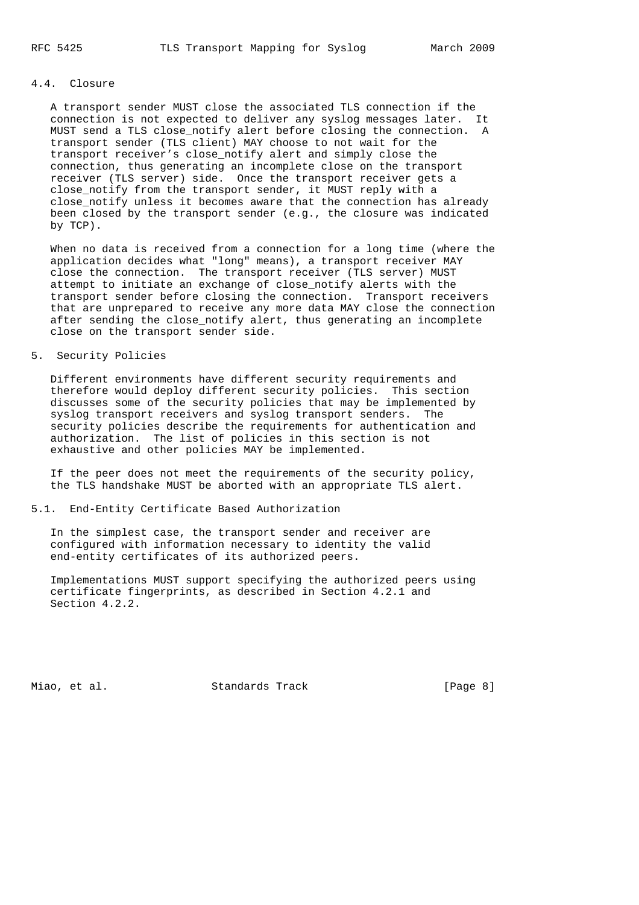## 4.4. Closure

A transport sender MUST close the associated TLS connection if the connection is not expected to deliver any syslog messages later. It MUST send a TLS close_notify alert before closing the connection. A transport sender (TLS client) MAY choose to not wait for the transport receiver's close_notify alert and simply close the connection, thus generating an incomplete close on the transport receiver (TLS server) side. Once the transport receiver gets a close_notify from the transport sender, it MUST reply with a close_notify unless it becomes aware that the connection has already been closed by the transport sender (e.g., the closure was indicated by TCP).

When no data is received from a connection for a long time (where the application decides what "long" means), a transport receiver MAY close the connection. The transport receiver (TLS server) MUST attempt to initiate an exchange of close_notify alerts with the transport sender before closing the connection. Transport receivers that are unprepared to receive any more data MAY close the connection after sending the close_notify alert, thus generating an incomplete close on the transport sender side.

# 5. Security Policies

Different environments have different security requirements and therefore would deploy different security policies. This section discusses some of the security policies that may be implemented by syslog transport receivers and syslog transport senders. The security policies describe the requirements for authentication and authorization. The list of policies in this section is not exhaustive and other policies MAY be implemented.

If the peer does not meet the requirements of the security policy, the TLS handshake MUST be aborted with an appropriate TLS alert.

## 5.1. End-Entity Certificate Based Authorization

In the simplest case, the transport sender and receiver are configured with information necessary to identity the valid end-entity certificates of its authorized peers.

Implementations MUST support specifying the authorized peers using certificate fingerprints, as described in Section 4.2.1 and Section 4.2.2.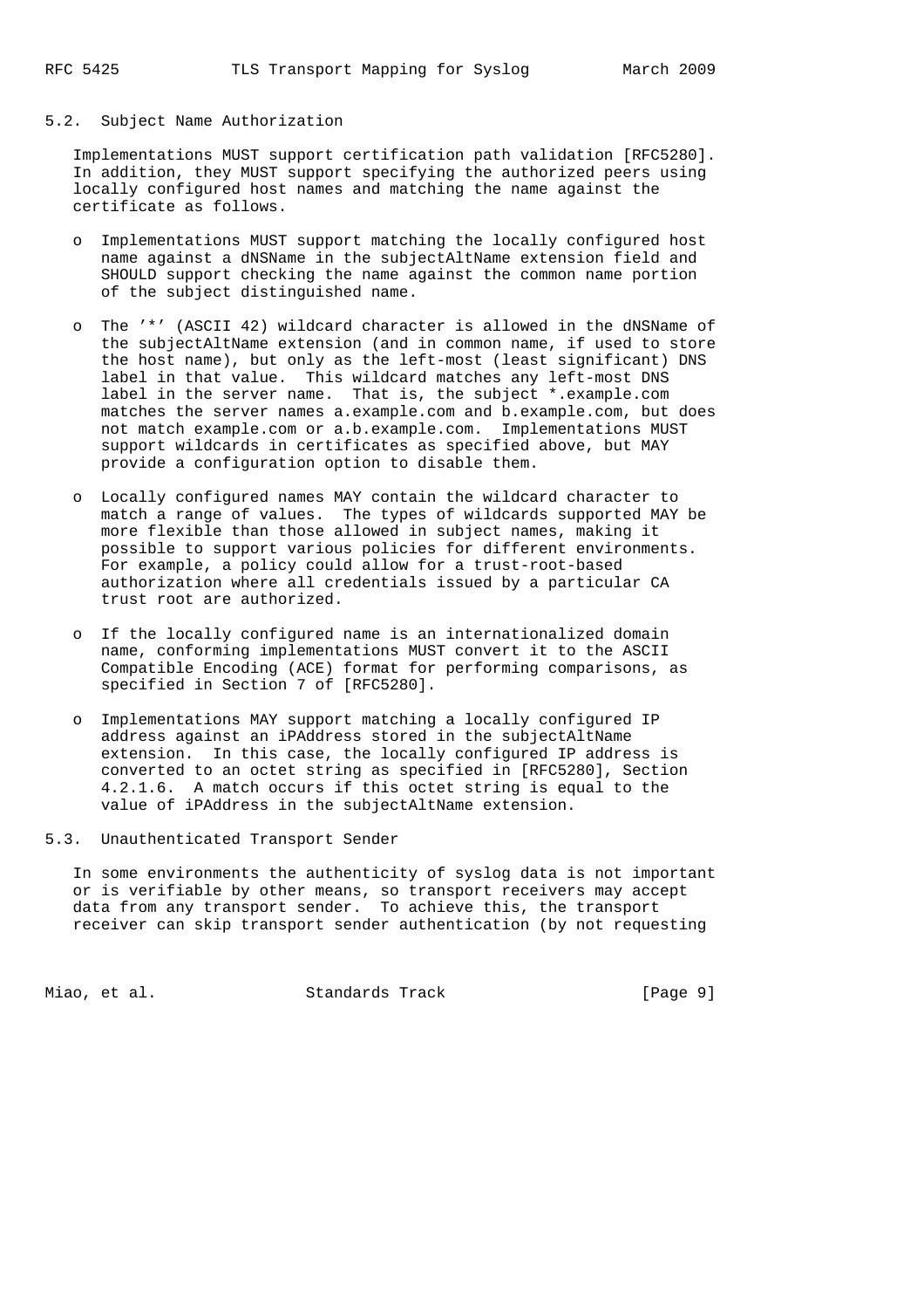### 5.2. Subject Name Authorization

Implementations MUST support certification path validation [RFC5280]. In addition, they MUST support specifying the authorized peers using locally configured host names and matching the name against the certificate as follows.

- Implementations MUST support matching the locally configured host name against a dNSName in the subjectAltName extension field and SHOULD support checking the name against the common name portion of the subject distinguished name.

- The '*' (ASCII 42) wildcard character is allowed in the dNSName of the subjectAltName extension (and in common name, if used to store the host name), but only as the left-most (least significant) DNS label in that value. This wildcard matches any left-most DNS label in the server name. That is, the subject *.example.com matches the server names a.example.com and b.example.com, but does not match example.com or a.b.example.com. Implementations MUST support wildcards in certificates as specified above, but MAY provide a configuration option to disable them.

- Locally configured names MAY contain the wildcard character to match a range of values. The types of wildcards supported MAY be more flexible than those allowed in subject names, making it possible to support various policies for different environments. For example, a policy could allow for a trust-root-based authorization where all credentials issued by a particular CA trust root are authorized.

- If the locally configured name is an internationalized domain name, conforming implementations MUST convert it to the ASCII Compatible Encoding (ACE) format for performing comparisons, as specified in Section 7 of [RFC5280].

- Implementations MAY support matching a locally configured IP address against an iPAddress stored in the subjectAltName extension. In this case, the locally configured IP address is converted to an octet string as specified in [RFC5280], Section 4.2.1.6. A match occurs if this octet string is equal to the value of iPAddress in the subjectAltName extension.

### 5.3. Unauthenticated Transport Sender

In some environments the authenticity of syslog data is not important or is verifiable by other means, so transport receivers may accept data from any transport sender. To achieve this, the transport receiver can skip transport sender authentication (by not requesting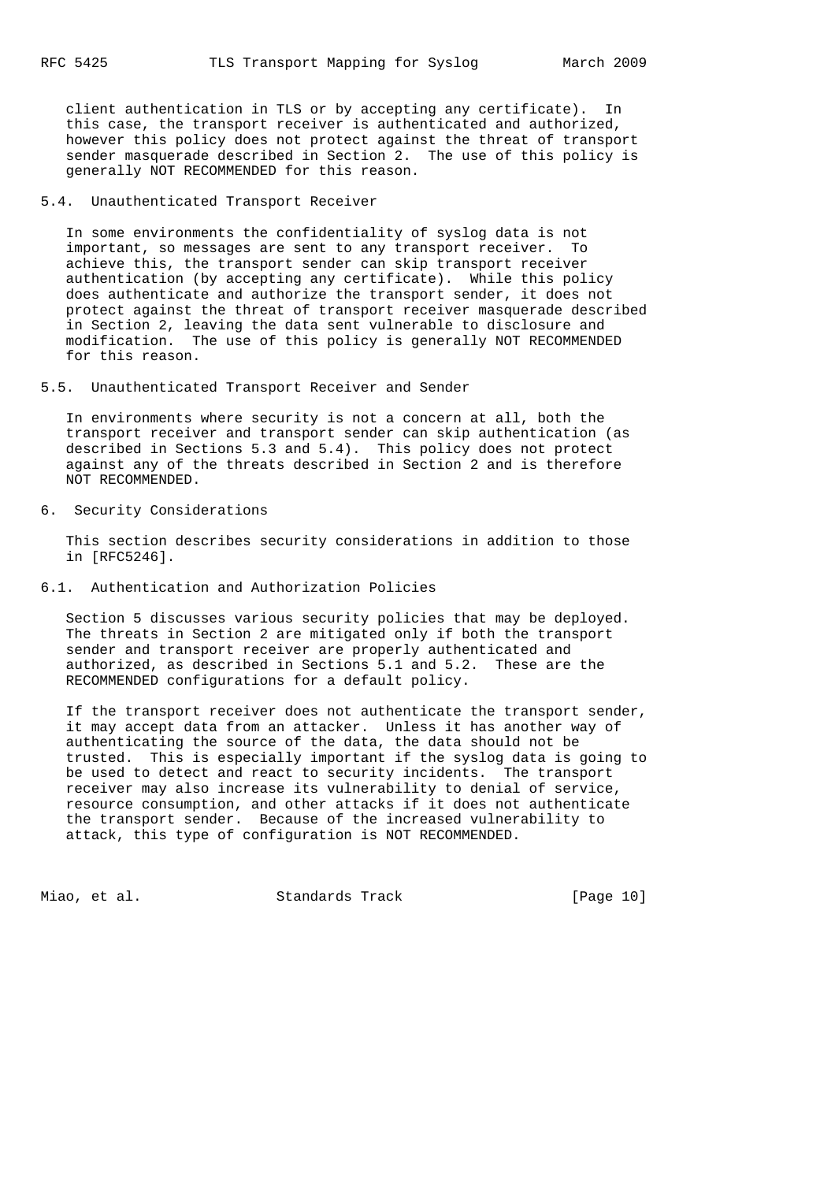client authentication in TLS or by accepting any certificate). In this case, the transport receiver is authenticated and authorized, however this policy does not protect against the threat of transport sender masquerade described in Section 2. The use of this policy is generally NOT RECOMMENDED for this reason.

### 5.4. Unauthenticated Transport Receiver

In some environments the confidentiality of syslog data is not important, so messages are sent to any transport receiver. To achieve this, the transport sender can skip transport receiver authentication (by accepting any certificate). While this policy does authenticate and authorize the transport sender, it does not protect against the threat of transport receiver masquerade described in Section 2, leaving the data sent vulnerable to disclosure and modification. The use of this policy is generally NOT RECOMMENDED for this reason.

### 5.5. Unauthenticated Transport Receiver and Sender

In environments where security is not a concern at all, both the transport receiver and transport sender can skip authentication (as described in Sections 5.3 and 5.4). This policy does not protect against any of the threats described in Section 2 and is therefore NOT RECOMMENDED.

## 6. Security Considerations

This section describes security considerations in addition to those in [RFC5246].

### 6.1. Authentication and Authorization Policies

Section 5 discusses various security policies that may be deployed. The threats in Section 2 are mitigated only if both the transport sender and transport receiver are properly authenticated and authorized, as described in Sections 5.1 and 5.2. These are the RECOMMENDED configurations for a default policy.

If the transport receiver does not authenticate the transport sender, it may accept data from an attacker. Unless it has another way of authenticating the source of the data, the data should not be trusted. This is especially important if the syslog data is going to be used to detect and react to security incidents. The transport receiver may also increase its vulnerability to denial of service, resource consumption, and other attacks if it does not authenticate the transport sender. Because of the increased vulnerability to attack, this type of configuration is NOT RECOMMENDED.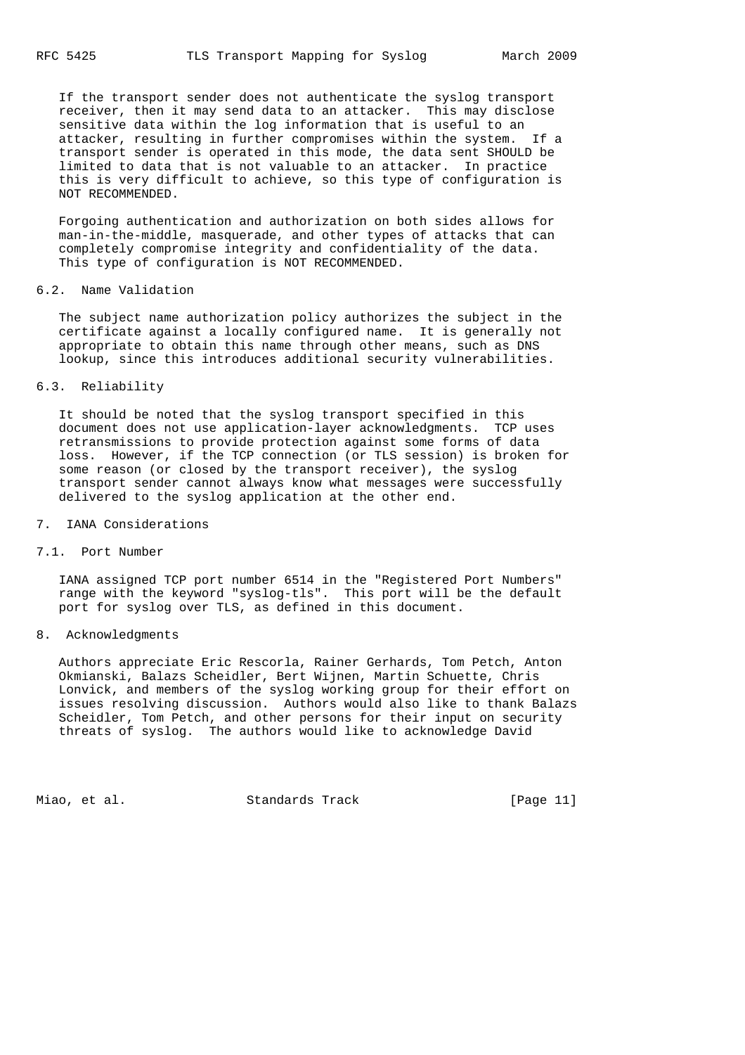If the transport sender does not authenticate the syslog transport receiver, then it may send data to an attacker. This may disclose sensitive data within the log information that is useful to an attacker, resulting in further compromises within the system. If a transport sender is operated in this mode, the data sent SHOULD be limited to data that is not valuable to an attacker. In practice this is very difficult to achieve, so this type of configuration is NOT RECOMMENDED.

Forgoing authentication and authorization on both sides allows for man-in-the-middle, masquerade, and other types of attacks that can completely compromise integrity and confidentiality of the data. This type of configuration is NOT RECOMMENDED.

### 6.2. Name Validation

The subject name authorization policy authorizes the subject in the certificate against a locally configured name. It is generally not appropriate to obtain this name through other means, such as DNS lookup, since this introduces additional security vulnerabilities.

### 6.3. Reliability

It should be noted that the syslog transport specified in this document does not use application-layer acknowledgments. TCP uses retransmissions to provide protection against some forms of data loss. However, if the TCP connection (or TLS session) is broken for some reason (or closed by the transport receiver), the syslog transport sender cannot always know what messages were successfully delivered to the syslog application at the other end.

## 7. IANA Considerations

### 7.1. Port Number

IANA assigned TCP port number 6514 in the "Registered Port Numbers" range with the keyword "syslog-tls". This port will be the default port for syslog over TLS, as defined in this document.

## 8. Acknowledgments

Authors appreciate Eric Rescorla, Rainer Gerhards, Tom Petch, Anton Okmianski, Balazs Scheidler, Bert Wijnen, Martin Schuette, Chris Lonvick, and members of the syslog working group for their effort on issues resolving discussion. Authors would also like to thank Balazs Scheidler, Tom Petch, and other persons for their input on security threats of syslog. The authors would like to acknowledge David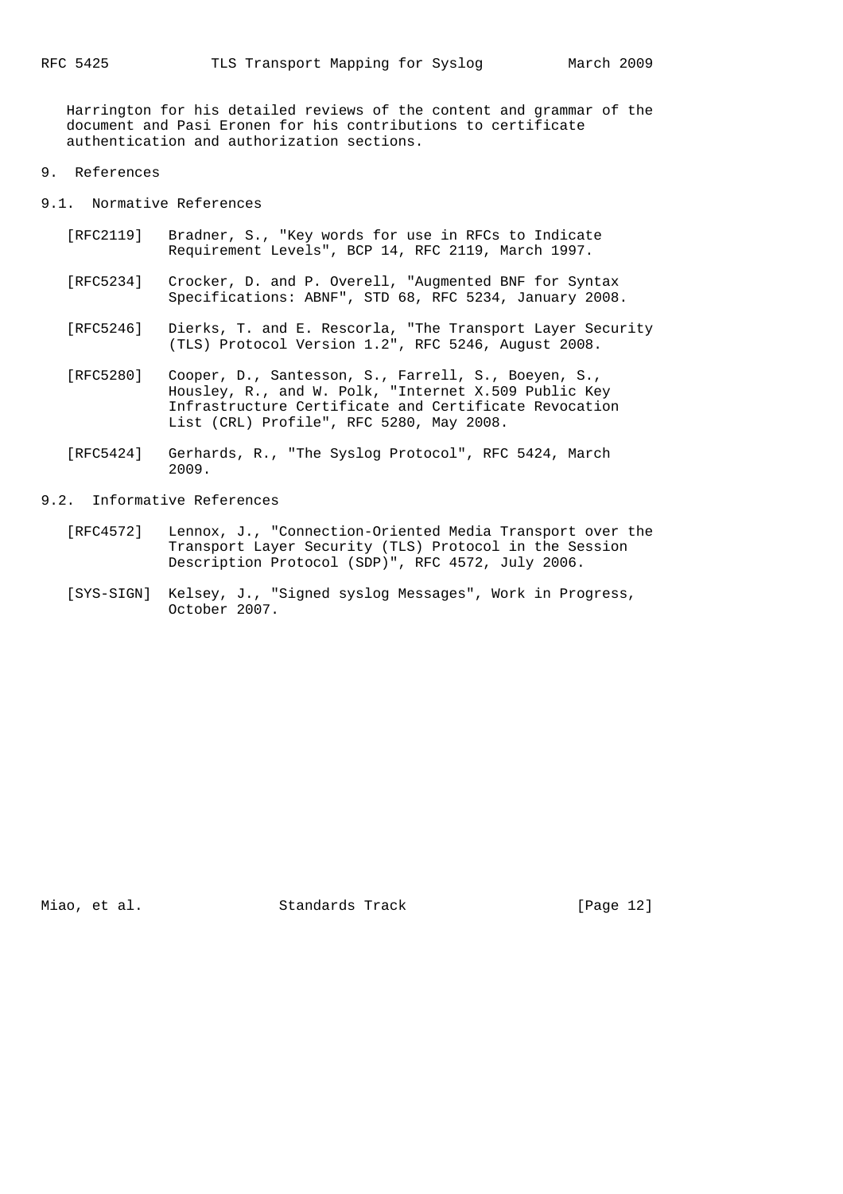Harrington for his detailed reviews of the content and grammar of the document and Pasi Eronen for his contributions to certificate authentication and authorization sections.

# 9. References

## 9.1. Normative References

[RFC2119] Bradner, S., "Key words for use in RFCs to Indicate Requirement Levels", BCP 14, RFC 2119, March 1997.

[RFC5234] Crocker, D. and P. Overell, "Augmented BNF for Syntax Specifications: ABNF", STD 68, RFC 5234, January 2008.

[RFC5246] Dierks, T. and E. Rescorla, "The Transport Layer Security (TLS) Protocol Version 1.2", RFC 5246, August 2008.

[RFC5280] Cooper, D., Santesson, S., Farrell, S., Boeyen, S., Housley, R., and W. Polk, "Internet X.509 Public Key Infrastructure Certificate and Certificate Revocation List (CRL) Profile", RFC 5280, May 2008.

[RFC5424] Gerhards, R., "The Syslog Protocol", RFC 5424, March 2009.

## 9.2. Informative References

[RFC4572] Lennox, J., "Connection-Oriented Media Transport over the Transport Layer Security (TLS) Protocol in the Session Description Protocol (SDP)", RFC 4572, July 2006.

[SYS-SIGN] Kelsey, J., "Signed syslog Messages", Work in Progress, October 2007.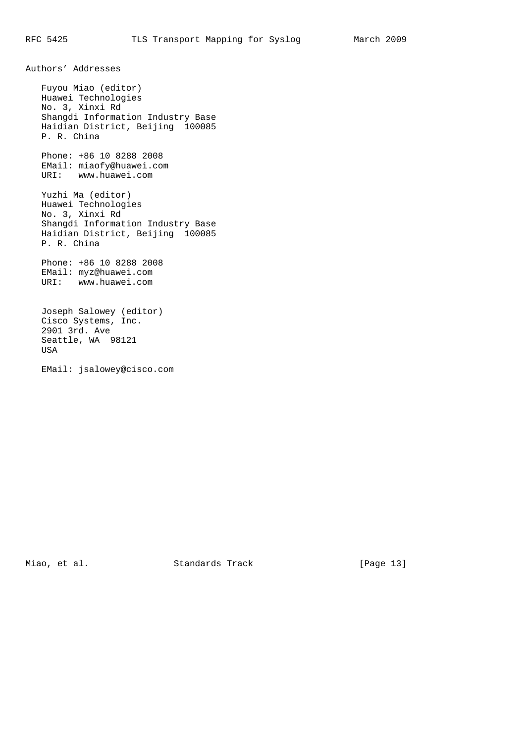## Authors' Addresses

Fuyou Miao (editor)
Huawei Technologies
No. 3, Xinxi Rd
Shangdi Information Industry Base
Haidian District, Beijing 100085
P. R. China

Phone: +86 10 8288 2008
EMail: miaofy@huawei.com
URI: www.huawei.com

Yuzhi Ma (editor)
Huawei Technologies
No. 3, Xinxi Rd
Shangdi Information Industry Base
Haidian District, Beijing 100085
P. R. China

Phone: +86 10 8288 2008
EMail: myz@huawei.com
URI: www.huawei.com

Joseph Salowey (editor)
Cisco Systems, Inc.
2901 3rd. Ave
Seattle, WA 98121
USA

EMail: jsalowey@cisco.com